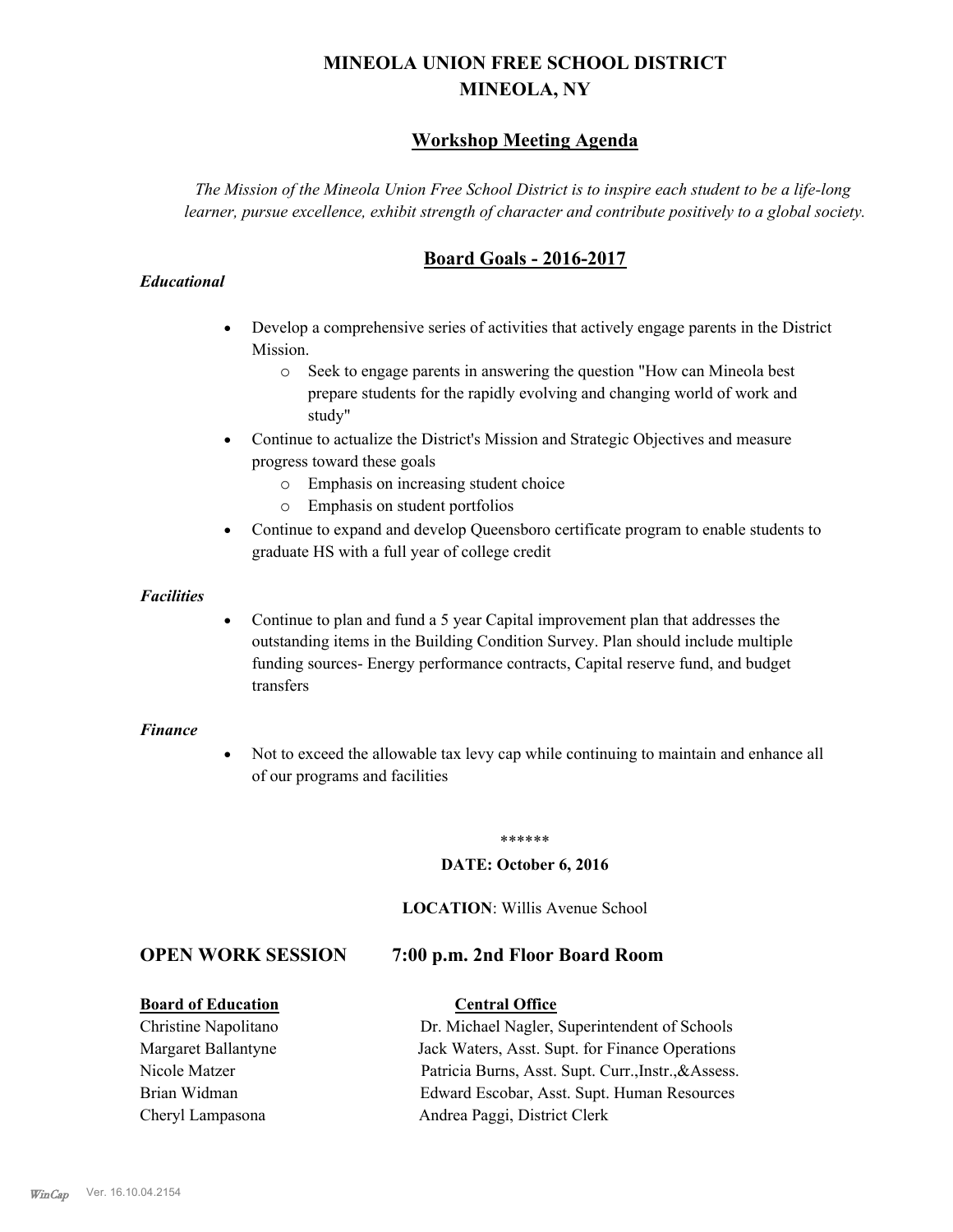# MINEOLA UNION FREE SCHOOL DISTRICT
## MINEOLA, NY

## Workshop Meeting Agenda

*The Mission of the Mineola Union Free School District is to inspire each student to be a life-long learner, pursue excellence, exhibit strength of character and contribute positively to a global society.*

## Board Goals - 2016-2017

***Educational***

- Develop a comprehensive series of activities that actively engage parents in the District Mission.
  - Seek to engage parents in answering the question "How can Mineola best prepare students for the rapidly evolving and changing world of work and study"
- Continue to actualize the District's Mission and Strategic Objectives and measure progress toward these goals
  - Emphasis on increasing student choice
  - Emphasis on student portfolios
- Continue to expand and develop Queensboro certificate program to enable students to graduate HS with a full year of college credit

***Facilities***

- Continue to plan and fund a 5 year Capital improvement plan that addresses the outstanding items in the Building Condition Survey. Plan should include multiple funding sources- Energy performance contracts, Capital reserve fund, and budget transfers

***Finance***

- Not to exceed the allowable tax levy cap while continuing to maintain and enhance all of our programs and facilities

******

**DATE: October 6, 2016**

**LOCATION**: Willis Avenue School

## OPEN WORK SESSION 7:00 p.m. 2nd Floor Board Room

| **Board of Education** | **Central Office** |
| --- | --- |
| Christine Napolitano | Dr. Michael Nagler, Superintendent of Schools |
| Margaret Ballantyne | Jack Waters, Asst. Supt. for Finance Operations |
| Nicole Matzer | Patricia Burns, Asst. Supt. Curr.,Instr.,&Assess. |
| Brian Widman | Edward Escobar, Asst. Supt. Human Resources |
| Cheryl Lampasona | Andrea Paggi, District Clerk |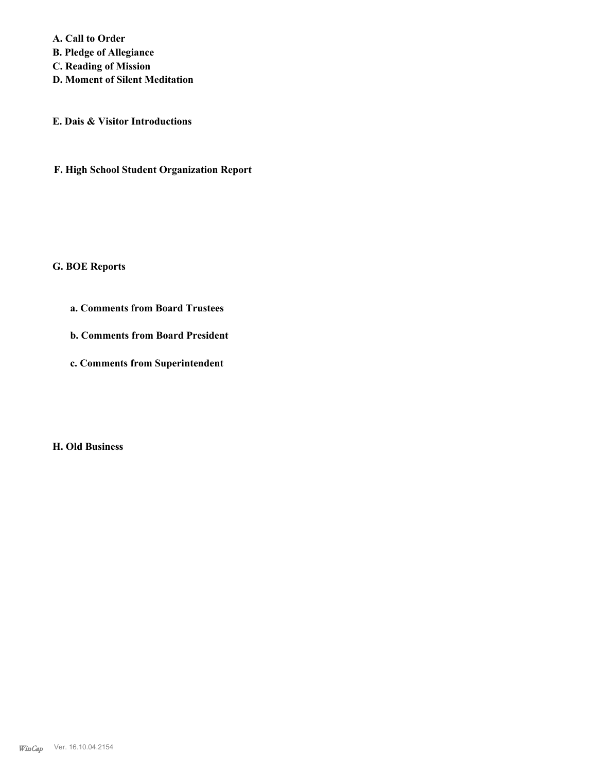**A. Call to Order**

**B. Pledge of Allegiance**

**C. Reading of Mission**

**D. Moment of Silent Meditation**

**E. Dais & Visitor Introductions**

**F. High School Student Organization Report**

**G. BOE Reports**

**a. Comments from Board Trustees**

**b. Comments from Board President**

**c. Comments from Superintendent**

**H. Old Business**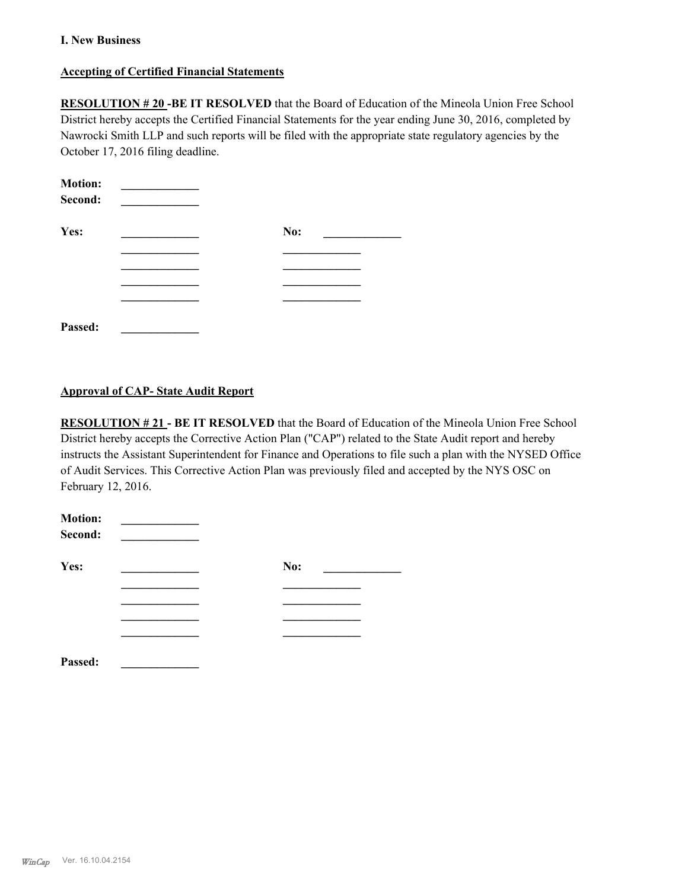**I. New Business**

**Accepting of Certified Financial Statements**

**RESOLUTION # 20 -BE IT RESOLVED** that the Board of Education of the Mineola Union Free School District hereby accepts the Certified Financial Statements for the year ending June 30, 2016, completed by Nawrocki Smith LLP and such reports will be filed with the appropriate state regulatory agencies by the October 17, 2016 filing deadline.

**Motion:** _____________
**Second:** _____________

**Yes:** _____________ **No:** _____________
_____________ _____________
_____________ _____________
_____________ _____________
_____________ _____________

**Passed:** _____________

**Approval of CAP- State Audit Report**

**RESOLUTION # 21 - BE IT RESOLVED** that the Board of Education of the Mineola Union Free School District hereby accepts the Corrective Action Plan ("CAP") related to the State Audit report and hereby instructs the Assistant Superintendent for Finance and Operations to file such a plan with the NYSED Office of Audit Services. This Corrective Action Plan was previously filed and accepted by the NYS OSC on February 12, 2016.

**Motion:** _____________
**Second:** _____________

**Yes:** _____________ **No:** _____________
_____________ _____________
_____________ _____________
_____________ _____________
_____________ _____________

**Passed:** _____________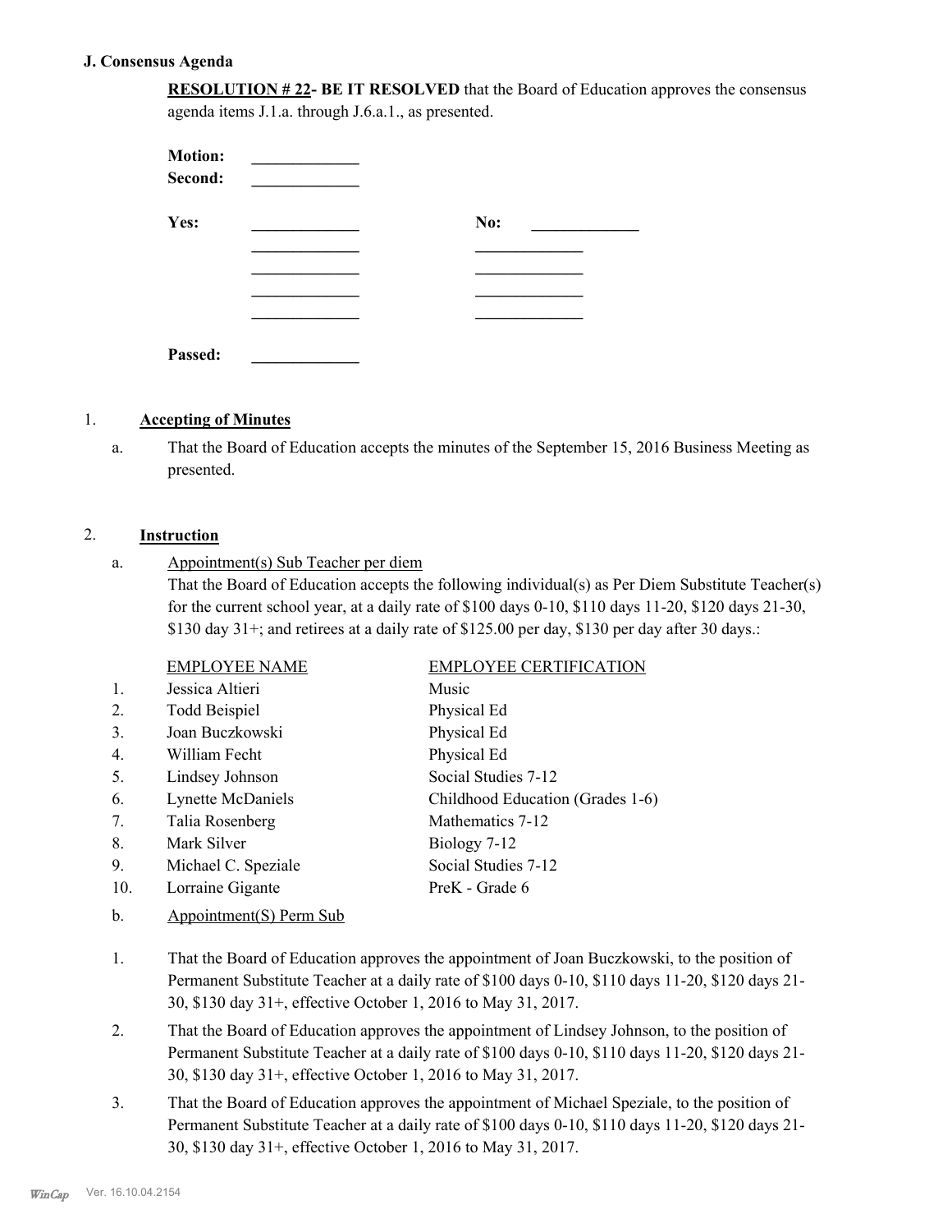## J. Consensus Agenda

**RESOLUTION # 22- BE IT RESOLVED** that the Board of Education approves the consensus agenda items J.1.a. through J.6.a.1., as presented.

**Motion:** _____________
**Second:** _____________

**Yes:** _____________ **No:** _____________
_____________ _____________
_____________ _____________
_____________ _____________
_____________ _____________

**Passed:** _____________

### 1. Accepting of Minutes

a. That the Board of Education accepts the minutes of the September 15, 2016 Business Meeting as presented.

### 2. Instruction

a. Appointment(s) Sub Teacher per diem

That the Board of Education accepts the following individual(s) as Per Diem Substitute Teacher(s) for the current school year, at a daily rate of $100 days 0-10, $110 days 11-20, $120 days 21-30, $130 day 31+; and retirees at a daily rate of $125.00 per day, $130 per day after 30 days.:

| | EMPLOYEE NAME | EMPLOYEE CERTIFICATION |
|---|---|---|
| 1. | Jessica Altieri | Music |
| 2. | Todd Beispiel | Physical Ed |
| 3. | Joan Buczkowski | Physical Ed |
| 4. | William Fecht | Physical Ed |
| 5. | Lindsey Johnson | Social Studies 7-12 |
| 6. | Lynette McDaniels | Childhood Education (Grades 1-6) |
| 7. | Talia Rosenberg | Mathematics 7-12 |
| 8. | Mark Silver | Biology 7-12 |
| 9. | Michael C. Speziale | Social Studies 7-12 |
| 10. | Lorraine Gigante | PreK - Grade 6 |

b. Appointment(S) Perm Sub

1. That the Board of Education approves the appointment of Joan Buczkowski, to the position of Permanent Substitute Teacher at a daily rate of $100 days 0-10, $110 days 11-20, $120 days 21-30, $130 day 31+, effective October 1, 2016 to May 31, 2017.
2. That the Board of Education approves the appointment of Lindsey Johnson, to the position of Permanent Substitute Teacher at a daily rate of $100 days 0-10, $110 days 11-20, $120 days 21-30, $130 day 31+, effective October 1, 2016 to May 31, 2017.
3. That the Board of Education approves the appointment of Michael Speziale, to the position of Permanent Substitute Teacher at a daily rate of $100 days 0-10, $110 days 11-20, $120 days 21-30, $130 day 31+, effective October 1, 2016 to May 31, 2017.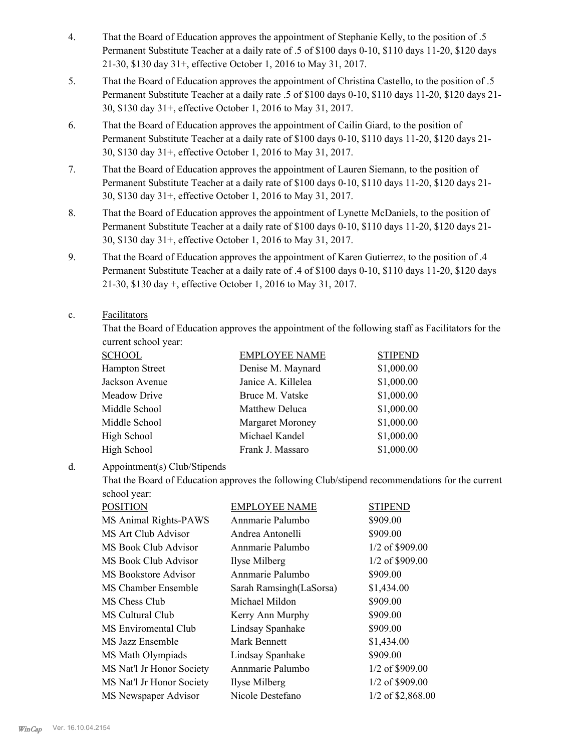4. That the Board of Education approves the appointment of Stephanie Kelly, to the position of .5 Permanent Substitute Teacher at a daily rate of .5 of $100 days 0-10, $110 days 11-20, $120 days 21-30, $130 day 31+, effective October 1, 2016 to May 31, 2017.

5. That the Board of Education approves the appointment of Christina Castello, to the position of .5 Permanent Substitute Teacher at a daily rate .5 of $100 days 0-10, $110 days 11-20, $120 days 21-30, $130 day 31+, effective October 1, 2016 to May 31, 2017.

6. That the Board of Education approves the appointment of Cailin Giard, to the position of Permanent Substitute Teacher at a daily rate of $100 days 0-10, $110 days 11-20, $120 days 21-30, $130 day 31+, effective October 1, 2016 to May 31, 2017.

7. That the Board of Education approves the appointment of Lauren Siemann, to the position of Permanent Substitute Teacher at a daily rate of $100 days 0-10, $110 days 11-20, $120 days 21-30, $130 day 31+, effective October 1, 2016 to May 31, 2017.

8. That the Board of Education approves the appointment of Lynette McDaniels, to the position of Permanent Substitute Teacher at a daily rate of $100 days 0-10, $110 days 11-20, $120 days 21-30, $130 day 31+, effective October 1, 2016 to May 31, 2017.

9. That the Board of Education approves the appointment of Karen Gutierrez, to the position of .4 Permanent Substitute Teacher at a daily rate of .4 of $100 days 0-10, $110 days 11-20, $120 days 21-30, $130 day +, effective October 1, 2016 to May 31, 2017.

c. Facilitators

That the Board of Education approves the appointment of the following staff as Facilitators for the current school year:

| SCHOOL | EMPLOYEE NAME | STIPEND |
|---|---|---|
| Hampton Street | Denise M. Maynard | $1,000.00 |
| Jackson Avenue | Janice A. Killelea | $1,000.00 |
| Meadow Drive | Bruce M. Vatske | $1,000.00 |
| Middle School | Matthew Deluca | $1,000.00 |
| Middle School | Margaret Moroney | $1,000.00 |
| High School | Michael Kandel | $1,000.00 |
| High School | Frank J. Massaro | $1,000.00 |

d. Appointment(s) Club/Stipends

That the Board of Education approves the following Club/stipend recommendations for the current school year:

| POSITION | EMPLOYEE NAME | STIPEND |
|---|---|---|
| MS Animal Rights-PAWS | Annmarie Palumbo | $909.00 |
| MS Art Club Advisor | Andrea Antonelli | $909.00 |
| MS Book Club Advisor | Annmarie Palumbo | 1/2 of $909.00 |
| MS Book Club Advisor | Ilyse Milberg | 1/2 of $909.00 |
| MS Bookstore Advisor | Annmarie Palumbo | $909.00 |
| MS Chamber Ensemble | Sarah Ramsingh(LaSorsa) | $1,434.00 |
| MS Chess Club | Michael Mildon | $909.00 |
| MS Cultural Club | Kerry Ann Murphy | $909.00 |
| MS Enviromental Club | Lindsay Spanhake | $909.00 |
| MS Jazz Ensemble | Mark Bennett | $1,434.00 |
| MS Math Olympiads | Lindsay Spanhake | $909.00 |
| MS Nat'l Jr Honor Society | Annmarie Palumbo | 1/2 of $909.00 |
| MS Nat'l Jr Honor Society | Ilyse Milberg | 1/2 of $909.00 |
| MS Newspaper Advisor | Nicole Destefano | 1/2 of $2,868.00 |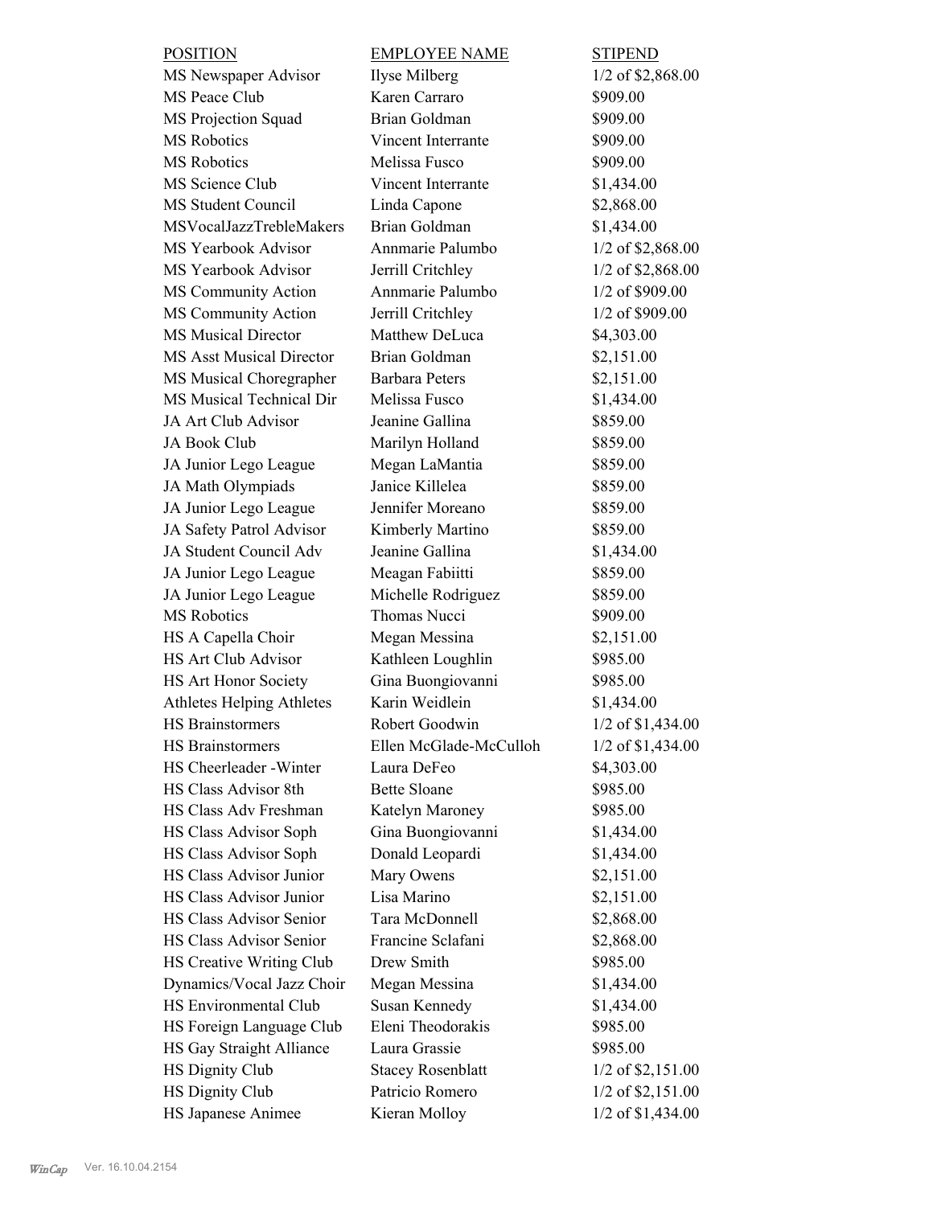| POSITION | EMPLOYEE NAME | STIPEND |
|---|---|---|
| MS Newspaper Advisor | Ilyse Milberg | 1/2 of $2,868.00 |
| MS Peace Club | Karen Carraro | $909.00 |
| MS Projection Squad | Brian Goldman | $909.00 |
| MS Robotics | Vincent Interrante | $909.00 |
| MS Robotics | Melissa Fusco | $909.00 |
| MS Science Club | Vincent Interrante | $1,434.00 |
| MS Student Council | Linda Capone | $2,868.00 |
| MSVocalJazzTrebleMakers | Brian Goldman | $1,434.00 |
| MS Yearbook Advisor | Annmarie Palumbo | 1/2 of $2,868.00 |
| MS Yearbook Advisor | Jerrill Critchley | 1/2 of $2,868.00 |
| MS Community Action | Annmarie Palumbo | 1/2 of $909.00 |
| MS Community Action | Jerrill Critchley | 1/2 of $909.00 |
| MS Musical Director | Matthew DeLuca | $4,303.00 |
| MS Asst Musical Director | Brian Goldman | $2,151.00 |
| MS Musical Choregrapher | Barbara Peters | $2,151.00 |
| MS Musical Technical Dir | Melissa Fusco | $1,434.00 |
| JA Art Club Advisor | Jeanine Gallina | $859.00 |
| JA Book Club | Marilyn Holland | $859.00 |
| JA Junior Lego League | Megan LaMantia | $859.00 |
| JA Math Olympiads | Janice Killelea | $859.00 |
| JA Junior Lego League | Jennifer Moreano | $859.00 |
| JA Safety Patrol Advisor | Kimberly Martino | $859.00 |
| JA Student Council Adv | Jeanine Gallina | $1,434.00 |
| JA Junior Lego League | Meagan Fabiitti | $859.00 |
| JA Junior Lego League | Michelle Rodriguez | $859.00 |
| MS Robotics | Thomas Nucci | $909.00 |
| HS A Capella Choir | Megan Messina | $2,151.00 |
| HS Art Club Advisor | Kathleen Loughlin | $985.00 |
| HS Art Honor Society | Gina Buongiovanni | $985.00 |
| Athletes Helping Athletes | Karin Weidlein | $1,434.00 |
| HS Brainstormers | Robert Goodwin | 1/2 of $1,434.00 |
| HS Brainstormers | Ellen McGlade-McCulloh | 1/2 of $1,434.00 |
| HS Cheerleader -Winter | Laura DeFeo | $4,303.00 |
| HS Class Advisor 8th | Bette Sloane | $985.00 |
| HS Class Adv Freshman | Katelyn Maroney | $985.00 |
| HS Class Advisor Soph | Gina Buongiovanni | $1,434.00 |
| HS Class Advisor Soph | Donald Leopardi | $1,434.00 |
| HS Class Advisor Junior | Mary Owens | $2,151.00 |
| HS Class Advisor Junior | Lisa Marino | $2,151.00 |
| HS Class Advisor Senior | Tara McDonnell | $2,868.00 |
| HS Class Advisor Senior | Francine Sclafani | $2,868.00 |
| HS Creative Writing Club | Drew Smith | $985.00 |
| Dynamics/Vocal Jazz Choir | Megan Messina | $1,434.00 |
| HS Environmental Club | Susan Kennedy | $1,434.00 |
| HS Foreign Language Club | Eleni Theodorakis | $985.00 |
| HS Gay Straight Alliance | Laura Grassie | $985.00 |
| HS Dignity Club | Stacey Rosenblatt | 1/2 of $2,151.00 |
| HS Dignity Club | Patricio Romero | 1/2 of $2,151.00 |
| HS Japanese Animee | Kieran Molloy | 1/2 of $1,434.00 |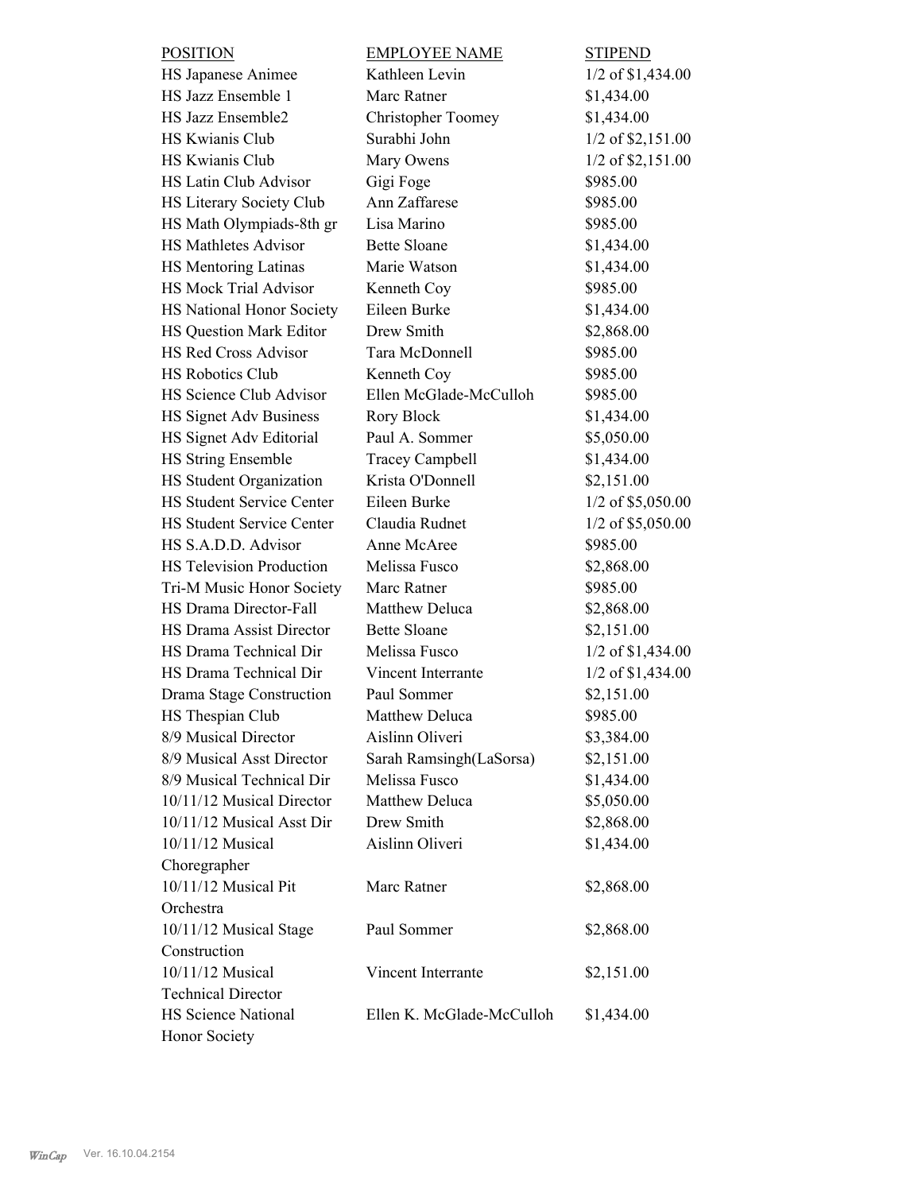| POSITION | EMPLOYEE NAME | STIPEND |
|---|---|---|
| HS Japanese Animee | Kathleen Levin | 1/2 of $1,434.00 |
| HS Jazz Ensemble 1 | Marc Ratner | $1,434.00 |
| HS Jazz Ensemble2 | Christopher Toomey | $1,434.00 |
| HS Kwianis Club | Surabhi John | 1/2 of $2,151.00 |
| HS Kwianis Club | Mary Owens | 1/2 of $2,151.00 |
| HS Latin Club Advisor | Gigi Foge | $985.00 |
| HS Literary Society Club | Ann Zaffarese | $985.00 |
| HS Math Olympiads-8th gr | Lisa Marino | $985.00 |
| HS Mathletes Advisor | Bette Sloane | $1,434.00 |
| HS Mentoring Latinas | Marie Watson | $1,434.00 |
| HS Mock Trial Advisor | Kenneth Coy | $985.00 |
| HS National Honor Society | Eileen Burke | $1,434.00 |
| HS Question Mark Editor | Drew Smith | $2,868.00 |
| HS Red Cross Advisor | Tara McDonnell | $985.00 |
| HS Robotics Club | Kenneth Coy | $985.00 |
| HS Science Club Advisor | Ellen McGlade-McCulloh | $985.00 |
| HS Signet Adv Business | Rory Block | $1,434.00 |
| HS Signet Adv Editorial | Paul A. Sommer | $5,050.00 |
| HS String Ensemble | Tracey Campbell | $1,434.00 |
| HS Student Organization | Krista O'Donnell | $2,151.00 |
| HS Student Service Center | Eileen Burke | 1/2 of $5,050.00 |
| HS Student Service Center | Claudia Rudnet | 1/2 of $5,050.00 |
| HS S.A.D.D. Advisor | Anne McAree | $985.00 |
| HS Television Production | Melissa Fusco | $2,868.00 |
| Tri-M Music Honor Society | Marc Ratner | $985.00 |
| HS Drama Director-Fall | Matthew Deluca | $2,868.00 |
| HS Drama Assist Director | Bette Sloane | $2,151.00 |
| HS Drama Technical Dir | Melissa Fusco | 1/2 of $1,434.00 |
| HS Drama Technical Dir | Vincent Interrante | 1/2 of $1,434.00 |
| Drama Stage Construction | Paul Sommer | $2,151.00 |
| HS Thespian Club | Matthew Deluca | $985.00 |
| 8/9 Musical Director | Aislinn Oliveri | $3,384.00 |
| 8/9 Musical Asst Director | Sarah Ramsingh(LaSorsa) | $2,151.00 |
| 8/9 Musical Technical Dir | Melissa Fusco | $1,434.00 |
| 10/11/12 Musical Director | Matthew Deluca | $5,050.00 |
| 10/11/12 Musical Asst Dir | Drew Smith | $2,868.00 |
| 10/11/12 Musical Choregrapher | Aislinn Oliveri | $1,434.00 |
| 10/11/12 Musical Pit Orchestra | Marc Ratner | $2,868.00 |
| 10/11/12 Musical Stage Construction | Paul Sommer | $2,868.00 |
| 10/11/12 Musical Technical Director | Vincent Interrante | $2,151.00 |
| HS Science National Honor Society | Ellen K. McGlade-McCulloh | $1,434.00 |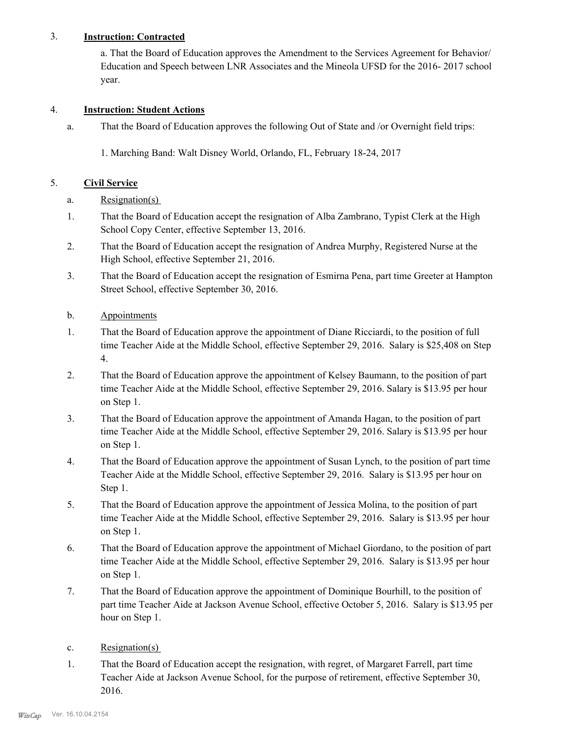3. **Instruction: Contracted**

   a. That the Board of Education approves the Amendment to the Services Agreement for Behavior/ Education and Speech between LNR Associates and the Mineola UFSD for the 2016- 2017 school year.

4. **Instruction: Student Actions**

   a. That the Board of Education approves the following Out of State and /or Overnight field trips:

   1. Marching Band: Walt Disney World, Orlando, FL, February 18-24, 2017

5. **Civil Service**

   a. Resignation(s)

   1. That the Board of Education accept the resignation of Alba Zambrano, Typist Clerk at the High School Copy Center, effective September 13, 2016.
   2. That the Board of Education accept the resignation of Andrea Murphy, Registered Nurse at the High School, effective September 21, 2016.
   3. That the Board of Education accept the resignation of Esmirna Pena, part time Greeter at Hampton Street School, effective September 30, 2016.

   b. Appointments

   1. That the Board of Education approve the appointment of Diane Ricciardi, to the position of full time Teacher Aide at the Middle School, effective September 29, 2016. Salary is $25,408 on Step 4.
   2. That the Board of Education approve the appointment of Kelsey Baumann, to the position of part time Teacher Aide at the Middle School, effective September 29, 2016. Salary is $13.95 per hour on Step 1.
   3. That the Board of Education approve the appointment of Amanda Hagan, to the position of part time Teacher Aide at the Middle School, effective September 29, 2016. Salary is $13.95 per hour on Step 1.
   4. That the Board of Education approve the appointment of Susan Lynch, to the position of part time Teacher Aide at the Middle School, effective September 29, 2016. Salary is $13.95 per hour on Step 1.
   5. That the Board of Education approve the appointment of Jessica Molina, to the position of part time Teacher Aide at the Middle School, effective September 29, 2016. Salary is $13.95 per hour on Step 1.
   6. That the Board of Education approve the appointment of Michael Giordano, to the position of part time Teacher Aide at the Middle School, effective September 29, 2016. Salary is $13.95 per hour on Step 1.
   7. That the Board of Education approve the appointment of Dominique Bourhill, to the position of part time Teacher Aide at Jackson Avenue School, effective October 5, 2016. Salary is $13.95 per hour on Step 1.

   c. Resignation(s)

   1. That the Board of Education accept the resignation, with regret, of Margaret Farrell, part time Teacher Aide at Jackson Avenue School, for the purpose of retirement, effective September 30, 2016.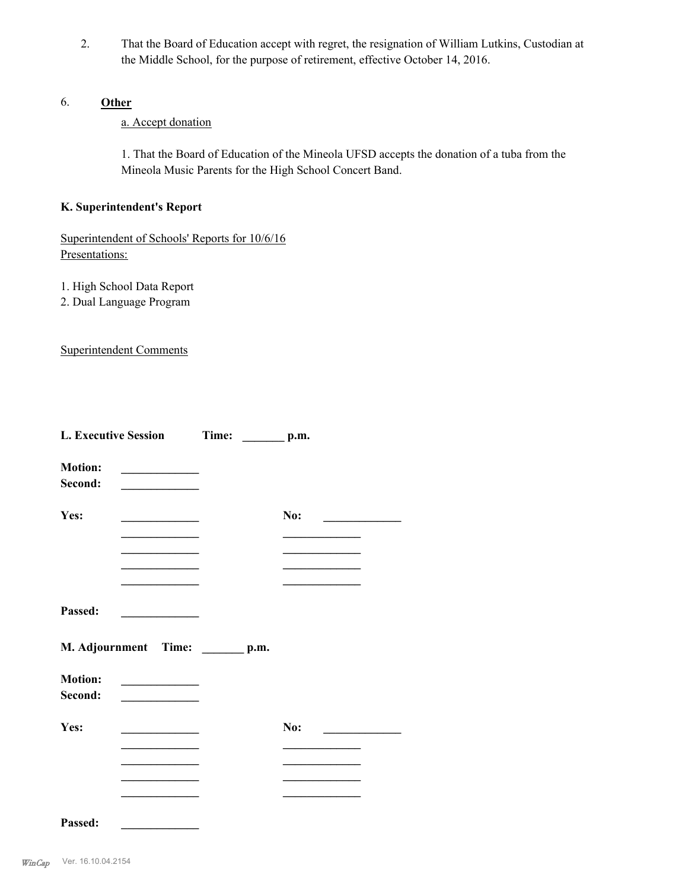2. That the Board of Education accept with regret, the resignation of William Lutkins, Custodian at the Middle School, for the purpose of retirement, effective October 14, 2016.

6. **Other**

a. Accept donation

1. That the Board of Education of the Mineola UFSD accepts the donation of a tuba from the Mineola Music Parents for the High School Concert Band.

**K. Superintendent's Report**

Superintendent of Schools' Reports for 10/6/16
Presentations:

1. High School Data Report
2. Dual Language Program

Superintendent Comments

**L. Executive Session Time: _______ p.m.**

**Motion:** _____________
**Second:** _____________

**Yes:** _____________ **No:** _____________
_____________ _____________
_____________ _____________
_____________ _____________
_____________ _____________

**Passed:** _____________

**M. Adjournment Time: _______ p.m.**

**Motion:** _____________
**Second:** _____________

**Yes:** _____________ **No:** _____________
_____________ _____________
_____________ _____________
_____________ _____________
_____________ _____________

**Passed:** _____________